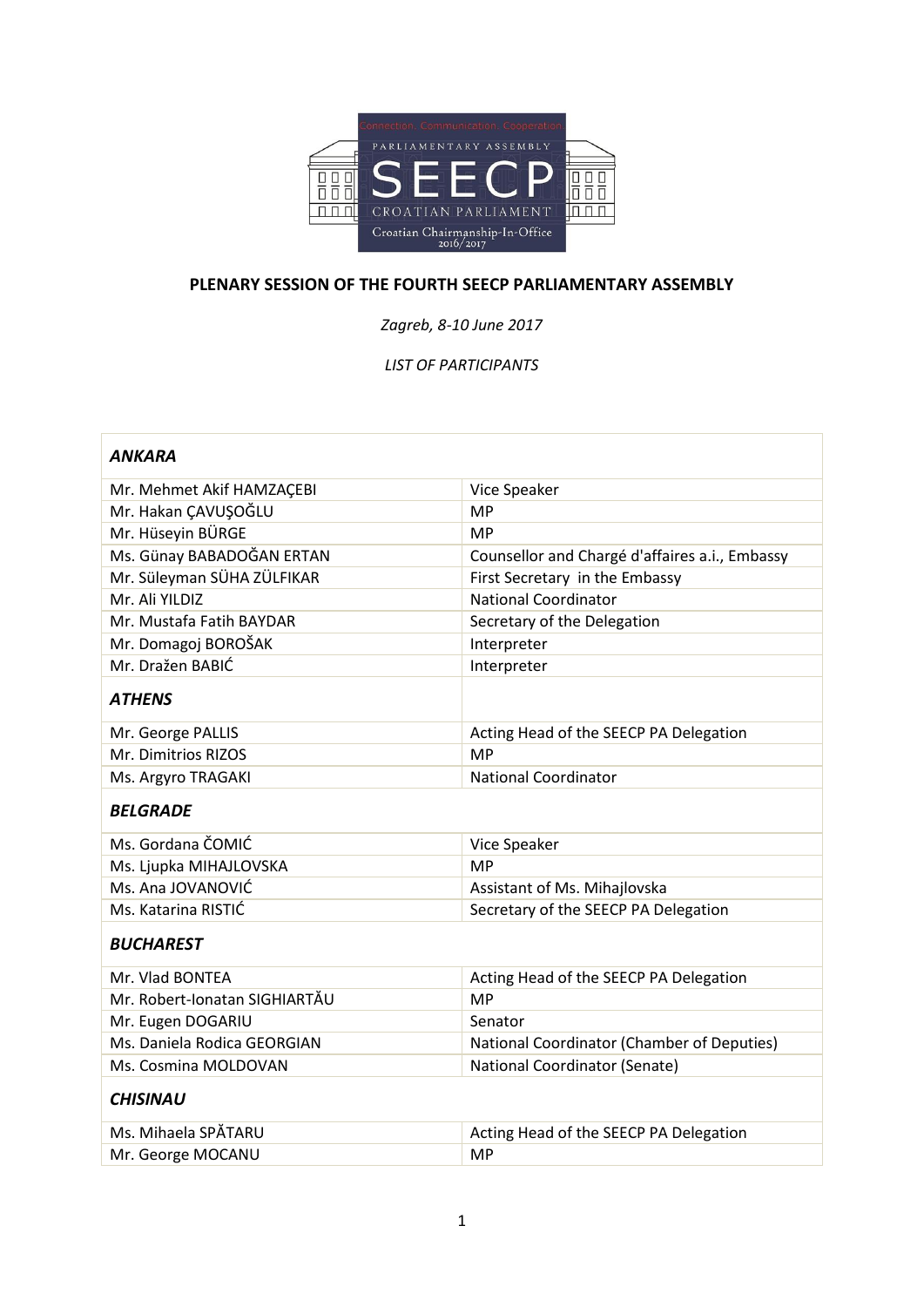# PLENARY SESSION OF THE FOURTH SEECP PARLIAMENTARY ASSEMBLY

*Zagreb, 8-10 June 2017*

*LIST OF PARTICIPANTS*

| | |
|---|---|
| ***ANKARA*** | |
| Mr. Mehmet Akif HAMZAÇEBI | Vice Speaker |
| Mr. Hakan ÇAVUŞOĞLU | MP |
| Mr. Hüseyin BÜRGE | MP |
| Ms. Günay BABADOĞAN ERTAN | Counsellor and Chargé d'affaires a.i., Embassy |
| Mr. Süleyman SÜHA ZÜLFIKAR | First Secretary in the Embassy |
| Mr. Ali YILDIZ | National Coordinator |
| Mr. Mustafa Fatih BAYDAR | Secretary of the Delegation |
| Mr. Domagoj BOROŠAK | Interpreter |
| Mr. Dražen BABIĆ | Interpreter |
| ***ATHENS*** | |
| Mr. George PALLIS | Acting Head of the SEECP PA Delegation |
| Mr. Dimitrios RIZOS | MP |
| Ms. Argyro TRAGAKI | National Coordinator |
| ***BELGRADE*** | |
| Ms. Gordana ČOMIĆ | Vice Speaker |
| Ms. Ljupka MIHAJLOVSKA | MP |
| Ms. Ana JOVANOVIĆ | Assistant of Ms. Mihajlovska |
| Ms. Katarina RISTIĆ | Secretary of the SEECP PA Delegation |
| ***BUCHAREST*** | |
| Mr. Vlad BONTEA | Acting Head of the SEECP PA Delegation |
| Mr. Robert-Ionatan SIGHIARTĂU | MP |
| Mr. Eugen DOGARIU | Senator |
| Ms. Daniela Rodica GEORGIAN | National Coordinator (Chamber of Deputies) |
| Ms. Cosmina MOLDOVAN | National Coordinator (Senate) |
| ***CHISINAU*** | |
| Ms. Mihaela SPĂTARU | Acting Head of the SEECP PA Delegation |
| Mr. George MOCANU | MP |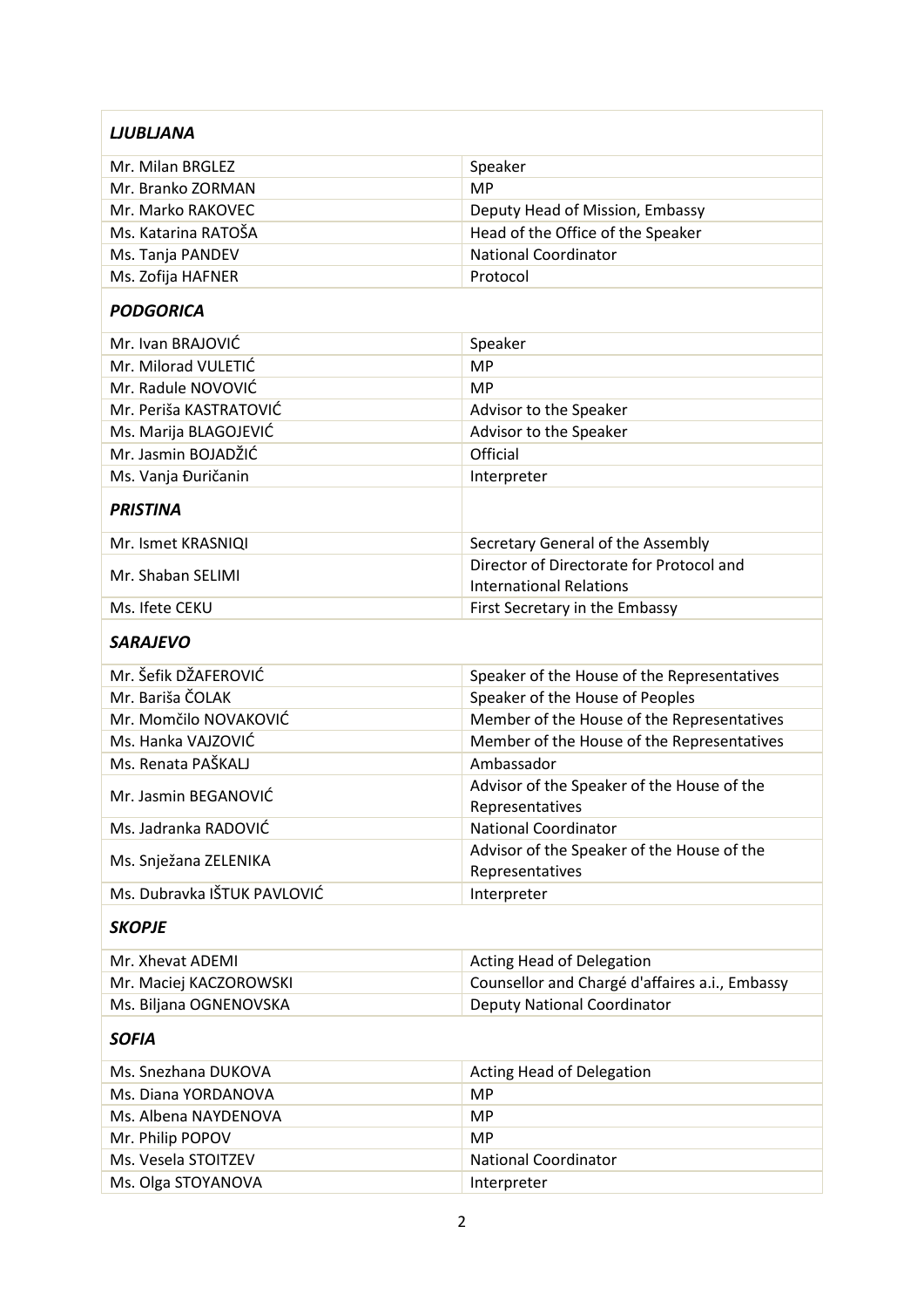| ***LJUBLJANA*** | |
|---|---|
| Mr. Milan BRGLEZ | Speaker |
| Mr. Branko ZORMAN | MP |
| Mr. Marko RAKOVEC | Deputy Head of Mission, Embassy |
| Ms. Katarina RATOŠA | Head of the Office of the Speaker |
| Ms. Tanja PANDEV | National Coordinator |
| Ms. Zofija HAFNER | Protocol |
| ***PODGORICA*** | |
| Mr. Ivan BRAJOVIĆ | Speaker |
| Mr. Milorad VULETIĆ | MP |
| Mr. Radule NOVOVIĆ | MP |
| Mr. Periša KASTRATOVIĆ | Advisor to the Speaker |
| Ms. Marija BLAGOJEVIĆ | Advisor to the Speaker |
| Mr. Jasmin BOJADŽIĆ | Official |
| Ms. Vanja Đuričanin | Interpreter |
| ***PRISTINA*** | |
| Mr. Ismet KRASNIQI | Secretary General of the Assembly |
| Mr. Shaban SELIMI | Director of Directorate for Protocol and International Relations |
| Ms. Ifete CEKU | First Secretary in the Embassy |
| ***SARAJEVO*** | |
| Mr. Šefik DŽAFEROVIĆ | Speaker of the House of the Representatives |
| Mr. Bariša ČOLAK | Speaker of the House of Peoples |
| Mr. Momčilo NOVAKOVIĆ | Member of the House of the Representatives |
| Ms. Hanka VAJZOVIĆ | Member of the House of the Representatives |
| Ms. Renata PAŠKALJ | Ambassador |
| Mr. Jasmin BEGANOVIĆ | Advisor of the Speaker of the House of the Representatives |
| Ms. Jadranka RADOVIĆ | National Coordinator |
| Ms. Snježana ZELENIKA | Advisor of the Speaker of the House of the Representatives |
| Ms. Dubravka IŠTUK PAVLOVIĆ | Interpreter |
| ***SKOPJE*** | |
| Mr. Xhevat ADEMI | Acting Head of Delegation |
| Mr. Maciej KACZOROWSKI | Counsellor and Chargé d'affaires a.i., Embassy |
| Ms. Biljana OGNENOVSKA | Deputy National Coordinator |
| ***SOFIA*** | |
| Ms. Snezhana DUKOVA | Acting Head of Delegation |
| Ms. Diana YORDANOVA | MP |
| Ms. Albena NAYDENOVA | MP |
| Mr. Philip POPOV | MP |
| Ms. Vesela STOITZEV | National Coordinator |
| Ms. Olga STOYANOVA | Interpreter |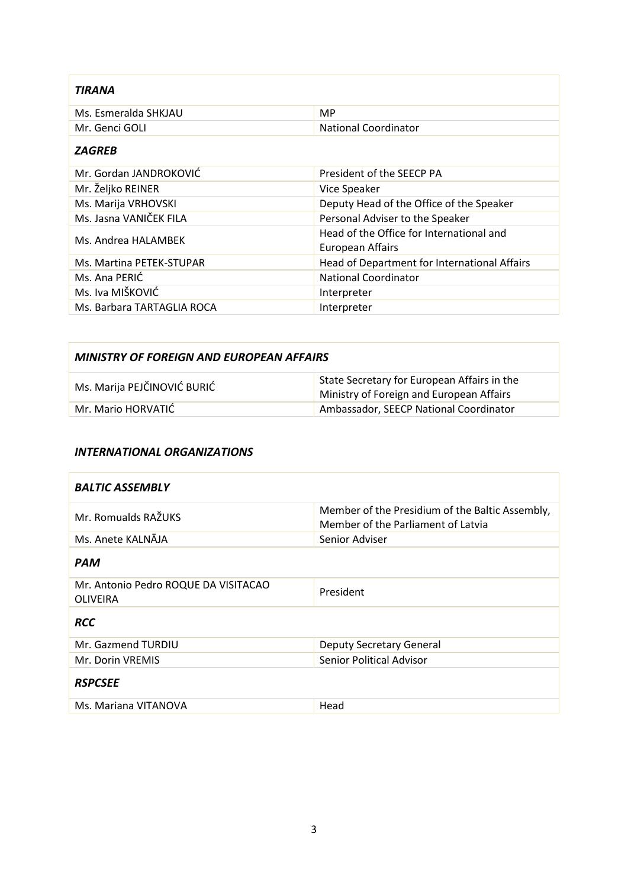| *TIRANA* | |
| --- | --- |
| Ms. Esmeralda SHKJAU | MP |
| Mr. Genci GOLI | National Coordinator |
| ***ZAGREB*** | |
| Mr. Gordan JANDROKOVIĆ | President of the SEECP PA |
| Mr. Željko REINER | Vice Speaker |
| Ms. Marija VRHOVSKI | Deputy Head of the Office of the Speaker |
| Ms. Jasna VANIČEK FILA | Personal Adviser to the Speaker |
| Ms. Andrea HALAMBEK | Head of the Office for International and European Affairs |
| Ms. Martina PETEK-STUPAR | Head of Department for International Affairs |
| Ms. Ana PERIĆ | National Coordinator |
| Ms. Iva MIŠKOVIĆ | Interpreter |
| Ms. Barbara TARTAGLIA ROCA | Interpreter |

| *MINISTRY OF FOREIGN AND EUROPEAN AFFAIRS* | |
| --- | --- |
| Ms. Marija PEJČINOVIĆ BURIĆ | State Secretary for European Affairs in the Ministry of Foreign and European Affairs |
| Mr. Mario HORVATIĆ | Ambassador, SEECP National Coordinator |

### *INTERNATIONAL ORGANIZATIONS*

| *BALTIC ASSEMBLY* | |
| --- | --- |
| Mr. Romualds RAŽUKS | Member of the Presidium of the Baltic Assembly, Member of the Parliament of Latvia |
| Ms. Anete KALNĀJA | Senior Adviser |
| ***PAM*** | |
| Mr. Antonio Pedro ROQUE DA VISITACAO OLIVEIRA | President |
| ***RCC*** | |
| Mr. Gazmend TURDIU | Deputy Secretary General |
| Mr. Dorin VREMIS | Senior Political Advisor |
| ***RSPCSEE*** | |
| Ms. Mariana VITANOVA | Head |